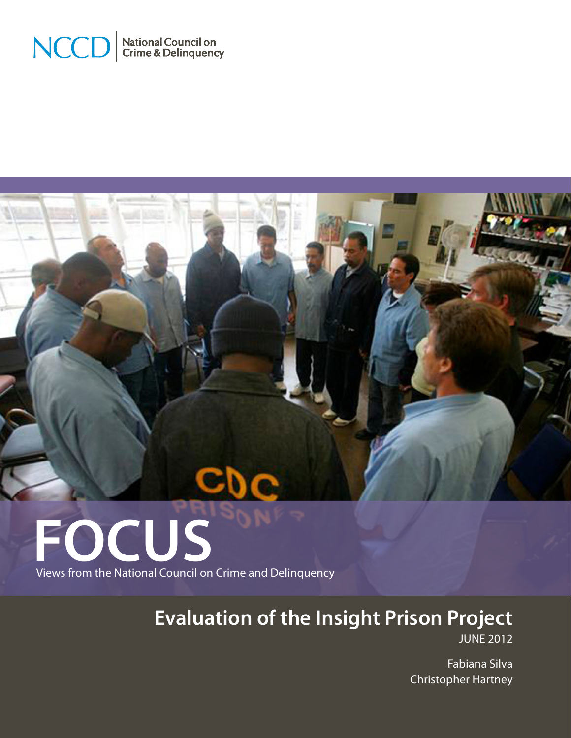NCCD | National Council on Crime & Delinquency

# FOCUS

Views from the National Council on Crime and Delinquency

## Evaluation of the Insight Prison Project

JUNE 2012

Fabiana Silva
Christopher Hartney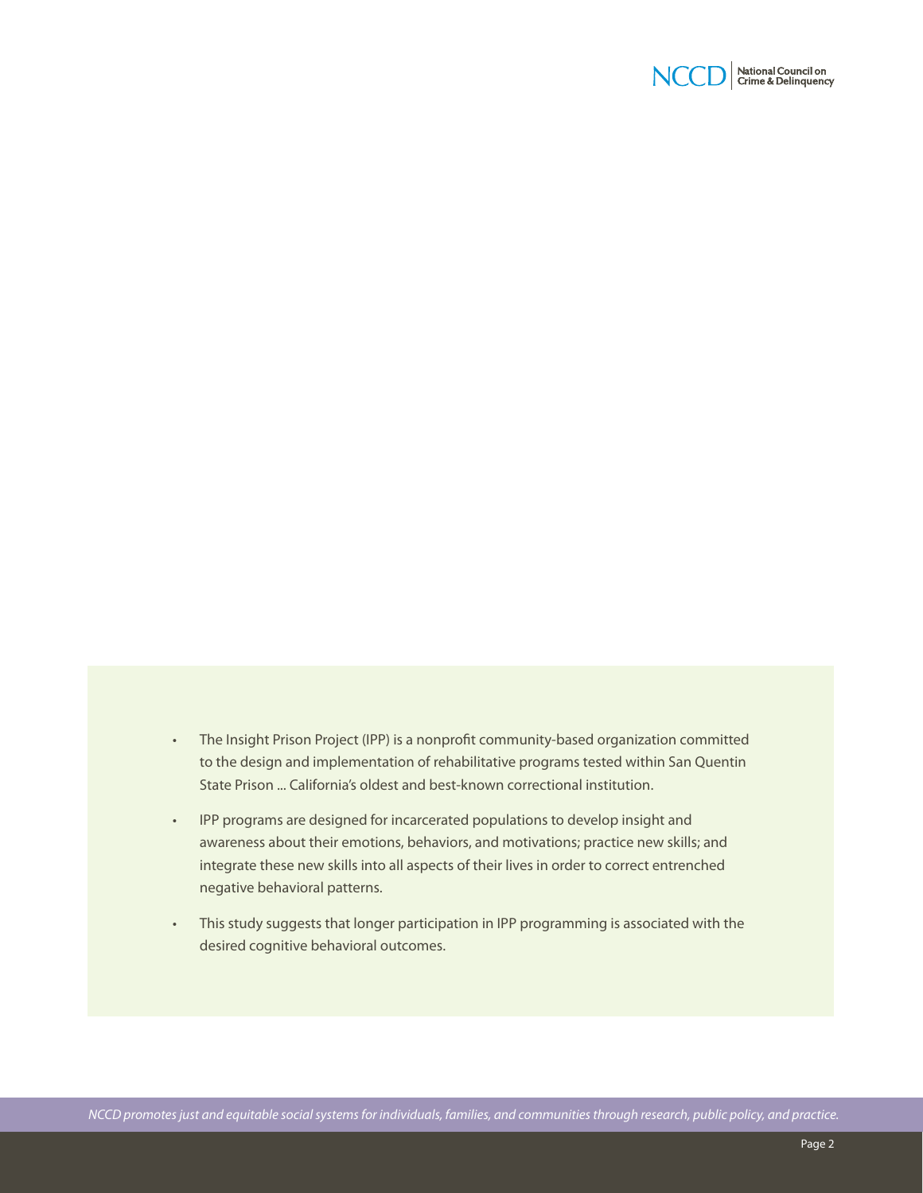- The Insight Prison Project (IPP) is a nonprofit community-based organization committed to the design and implementation of rehabilitative programs tested within San Quentin State Prison ... California's oldest and best-known correctional institution.
- IPP programs are designed for incarcerated populations to develop insight and awareness about their emotions, behaviors, and motivations; practice new skills; and integrate these new skills into all aspects of their lives in order to correct entrenched negative behavioral patterns.
- This study suggests that longer participation in IPP programming is associated with the desired cognitive behavioral outcomes.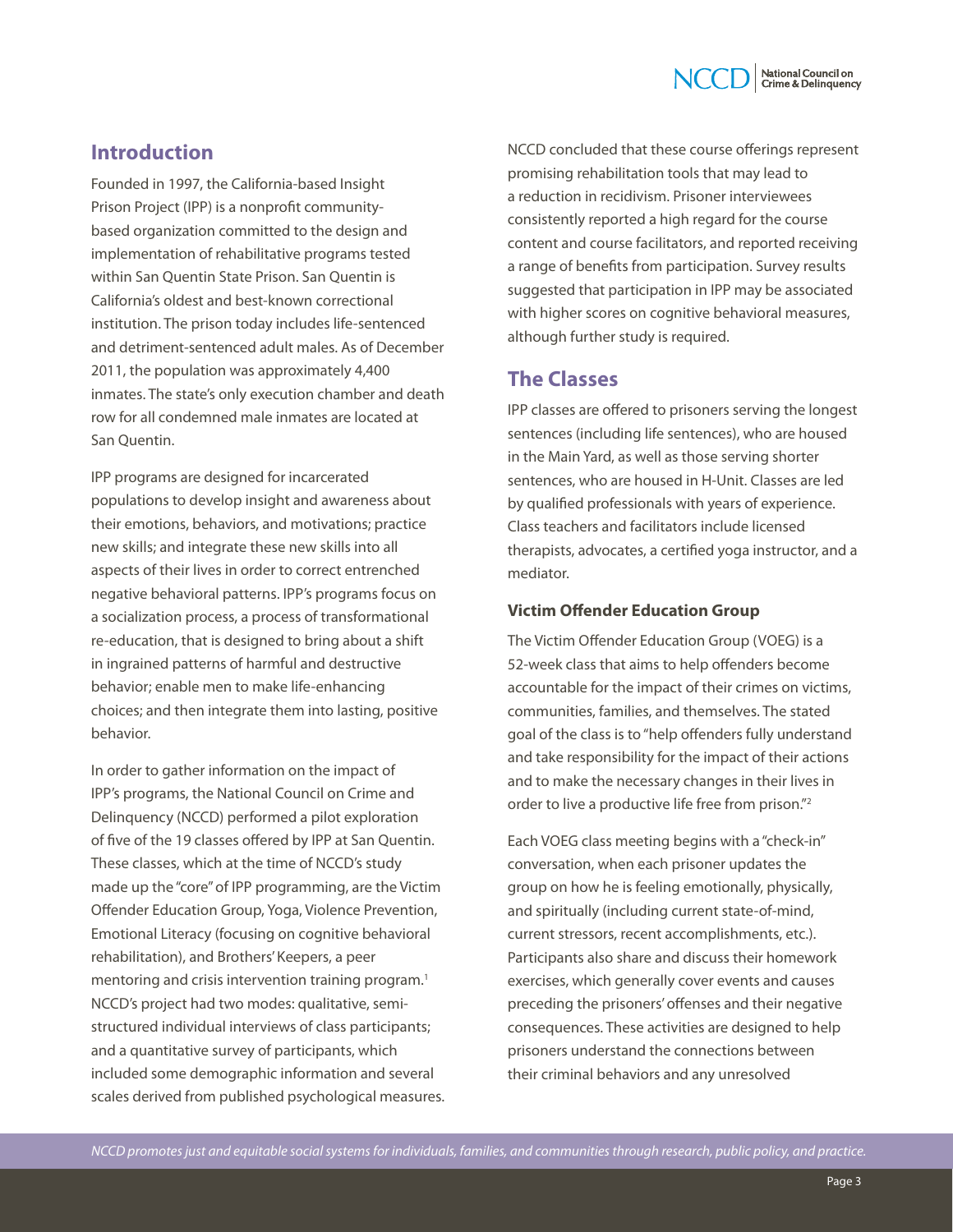## Introduction

Founded in 1997, the California-based Insight Prison Project (IPP) is a nonprofit community-based organization committed to the design and implementation of rehabilitative programs tested within San Quentin State Prison. San Quentin is California's oldest and best-known correctional institution. The prison today includes life-sentenced and detriment-sentenced adult males. As of December 2011, the population was approximately 4,400 inmates. The state's only execution chamber and death row for all condemned male inmates are located at San Quentin.

IPP programs are designed for incarcerated populations to develop insight and awareness about their emotions, behaviors, and motivations; practice new skills; and integrate these new skills into all aspects of their lives in order to correct entrenched negative behavioral patterns. IPP's programs focus on a socialization process, a process of transformational re-education, that is designed to bring about a shift in ingrained patterns of harmful and destructive behavior; enable men to make life-enhancing choices; and then integrate them into lasting, positive behavior.

In order to gather information on the impact of IPP's programs, the National Council on Crime and Delinquency (NCCD) performed a pilot exploration of five of the 19 classes offered by IPP at San Quentin. These classes, which at the time of NCCD's study made up the "core" of IPP programming, are the Victim Offender Education Group, Yoga, Violence Prevention, Emotional Literacy (focusing on cognitive behavioral rehabilitation), and Brothers' Keepers, a peer mentoring and crisis intervention training program.[1] NCCD's project had two modes: qualitative, semi-structured individual interviews of class participants; and a quantitative survey of participants, which included some demographic information and several scales derived from published psychological measures.

NCCD concluded that these course offerings represent promising rehabilitation tools that may lead to a reduction in recidivism. Prisoner interviewees consistently reported a high regard for the course content and course facilitators, and reported receiving a range of benefits from participation. Survey results suggested that participation in IPP may be associated with higher scores on cognitive behavioral measures, although further study is required.

## The Classes

IPP classes are offered to prisoners serving the longest sentences (including life sentences), who are housed in the Main Yard, as well as those serving shorter sentences, who are housed in H-Unit. Classes are led by qualified professionals with years of experience. Class teachers and facilitators include licensed therapists, advocates, a certified yoga instructor, and a mediator.

### Victim Offender Education Group

The Victim Offender Education Group (VOEG) is a 52-week class that aims to help offenders become accountable for the impact of their crimes on victims, communities, families, and themselves. The stated goal of the class is to "help offenders fully understand and take responsibility for the impact of their actions and to make the necessary changes in their lives in order to live a productive life free from prison."[2]

Each VOEG class meeting begins with a "check-in" conversation, when each prisoner updates the group on how he is feeling emotionally, physically, and spiritually (including current state-of-mind, current stressors, recent accomplishments, etc.). Participants also share and discuss their homework exercises, which generally cover events and causes preceding the prisoners' offenses and their negative consequences. These activities are designed to help prisoners understand the connections between their criminal behaviors and any unresolved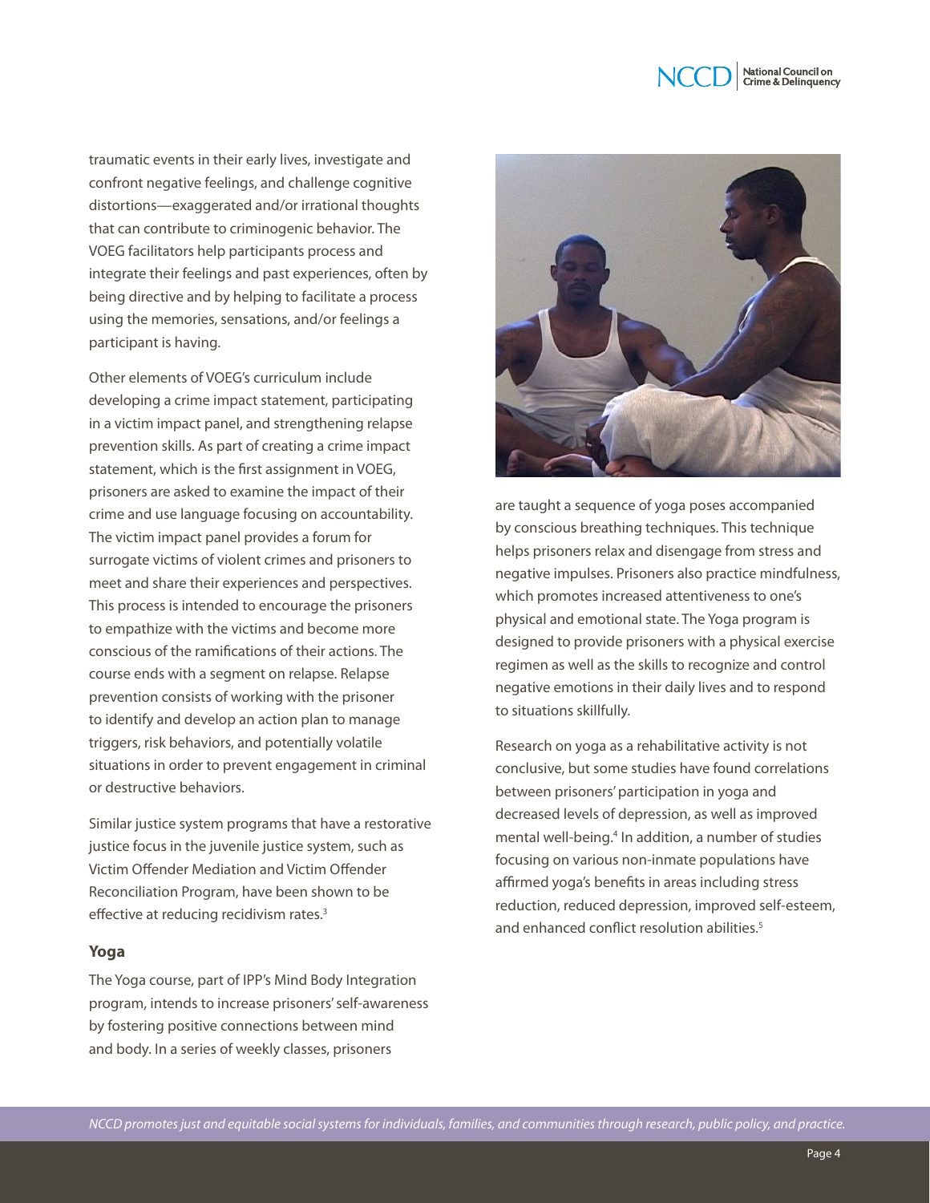traumatic events in their early lives, investigate and confront negative feelings, and challenge cognitive distortions—exaggerated and/or irrational thoughts that can contribute to criminogenic behavior. The VOEG facilitators help participants process and integrate their feelings and past experiences, often by being directive and by helping to facilitate a process using the memories, sensations, and/or feelings a participant is having.

Other elements of VOEG's curriculum include developing a crime impact statement, participating in a victim impact panel, and strengthening relapse prevention skills. As part of creating a crime impact statement, which is the first assignment in VOEG, prisoners are asked to examine the impact of their crime and use language focusing on accountability. The victim impact panel provides a forum for surrogate victims of violent crimes and prisoners to meet and share their experiences and perspectives. This process is intended to encourage the prisoners to empathize with the victims and become more conscious of the ramifications of their actions. The course ends with a segment on relapse. Relapse prevention consists of working with the prisoner to identify and develop an action plan to manage triggers, risk behaviors, and potentially volatile situations in order to prevent engagement in criminal or destructive behaviors.

Similar justice system programs that have a restorative justice focus in the juvenile justice system, such as Victim Offender Mediation and Victim Offender Reconciliation Program, have been shown to be effective at reducing recidivism rates.[3]

### Yoga

The Yoga course, part of IPP's Mind Body Integration program, intends to increase prisoners' self-awareness by fostering positive connections between mind and body. In a series of weekly classes, prisoners are taught a sequence of yoga poses accompanied by conscious breathing techniques. This technique helps prisoners relax and disengage from stress and negative impulses. Prisoners also practice mindfulness, which promotes increased attentiveness to one's physical and emotional state. The Yoga program is designed to provide prisoners with a physical exercise regimen as well as the skills to recognize and control negative emotions in their daily lives and to respond to situations skillfully.

Research on yoga as a rehabilitative activity is not conclusive, but some studies have found correlations between prisoners' participation in yoga and decreased levels of depression, as well as improved mental well-being.[4] In addition, a number of studies focusing on various non-inmate populations have affirmed yoga's benefits in areas including stress reduction, reduced depression, improved self-esteem, and enhanced conflict resolution abilities.[5]

*NCCD promotes just and equitable social systems for individuals, families, and communities through research, public policy, and practice.*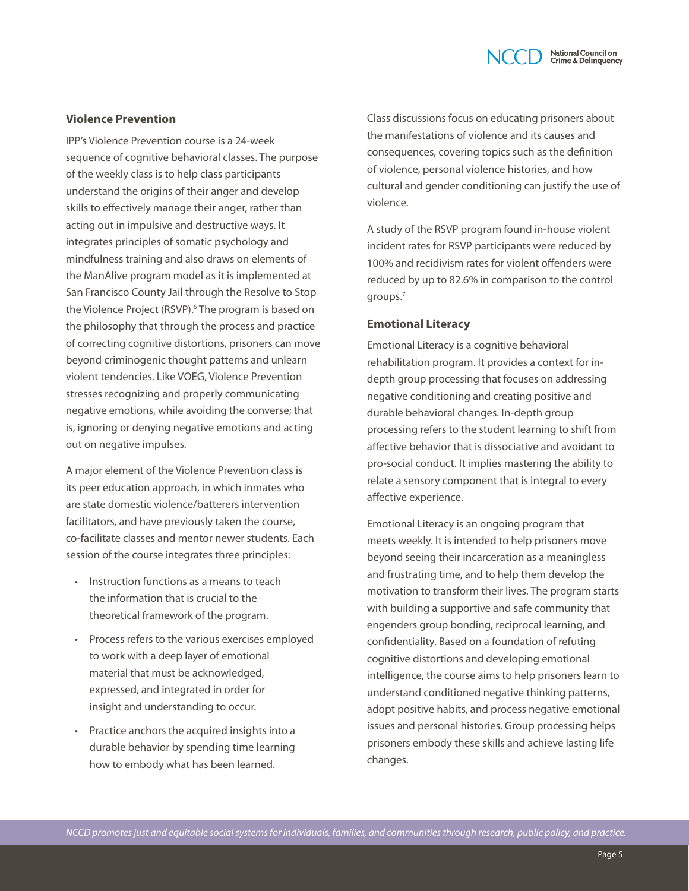### Violence Prevention

IPP's Violence Prevention course is a 24-week sequence of cognitive behavioral classes. The purpose of the weekly class is to help class participants understand the origins of their anger and develop skills to effectively manage their anger, rather than acting out in impulsive and destructive ways. It integrates principles of somatic psychology and mindfulness training and also draws on elements of the ManAlive program model as it is implemented at San Francisco County Jail through the Resolve to Stop the Violence Project (RSVP).[6] The program is based on the philosophy that through the process and practice of correcting cognitive distortions, prisoners can move beyond criminogenic thought patterns and unlearn violent tendencies. Like VOEG, Violence Prevention stresses recognizing and properly communicating negative emotions, while avoiding the converse; that is, ignoring or denying negative emotions and acting out on negative impulses.

A major element of the Violence Prevention class is its peer education approach, in which inmates who are state domestic violence/batterers intervention facilitators, and have previously taken the course, co-facilitate classes and mentor newer students. Each session of the course integrates three principles:

- Instruction functions as a means to teach the information that is crucial to the theoretical framework of the program.
- Process refers to the various exercises employed to work with a deep layer of emotional material that must be acknowledged, expressed, and integrated in order for insight and understanding to occur.
- Practice anchors the acquired insights into a durable behavior by spending time learning how to embody what has been learned.

Class discussions focus on educating prisoners about the manifestations of violence and its causes and consequences, covering topics such as the definition of violence, personal violence histories, and how cultural and gender conditioning can justify the use of violence.

A study of the RSVP program found in-house violent incident rates for RSVP participants were reduced by 100% and recidivism rates for violent offenders were reduced by up to 82.6% in comparison to the control groups.[7]

### Emotional Literacy

Emotional Literacy is a cognitive behavioral rehabilitation program. It provides a context for in-depth group processing that focuses on addressing negative conditioning and creating positive and durable behavioral changes. In-depth group processing refers to the student learning to shift from affective behavior that is dissociative and avoidant to pro-social conduct. It implies mastering the ability to relate a sensory component that is integral to every affective experience.

Emotional Literacy is an ongoing program that meets weekly. It is intended to help prisoners move beyond seeing their incarceration as a meaningless and frustrating time, and to help them develop the motivation to transform their lives. The program starts with building a supportive and safe community that engenders group bonding, reciprocal learning, and confidentiality. Based on a foundation of refuting cognitive distortions and developing emotional intelligence, the course aims to help prisoners learn to understand conditioned negative thinking patterns, adopt positive habits, and process negative emotional issues and personal histories. Group processing helps prisoners embody these skills and achieve lasting life changes.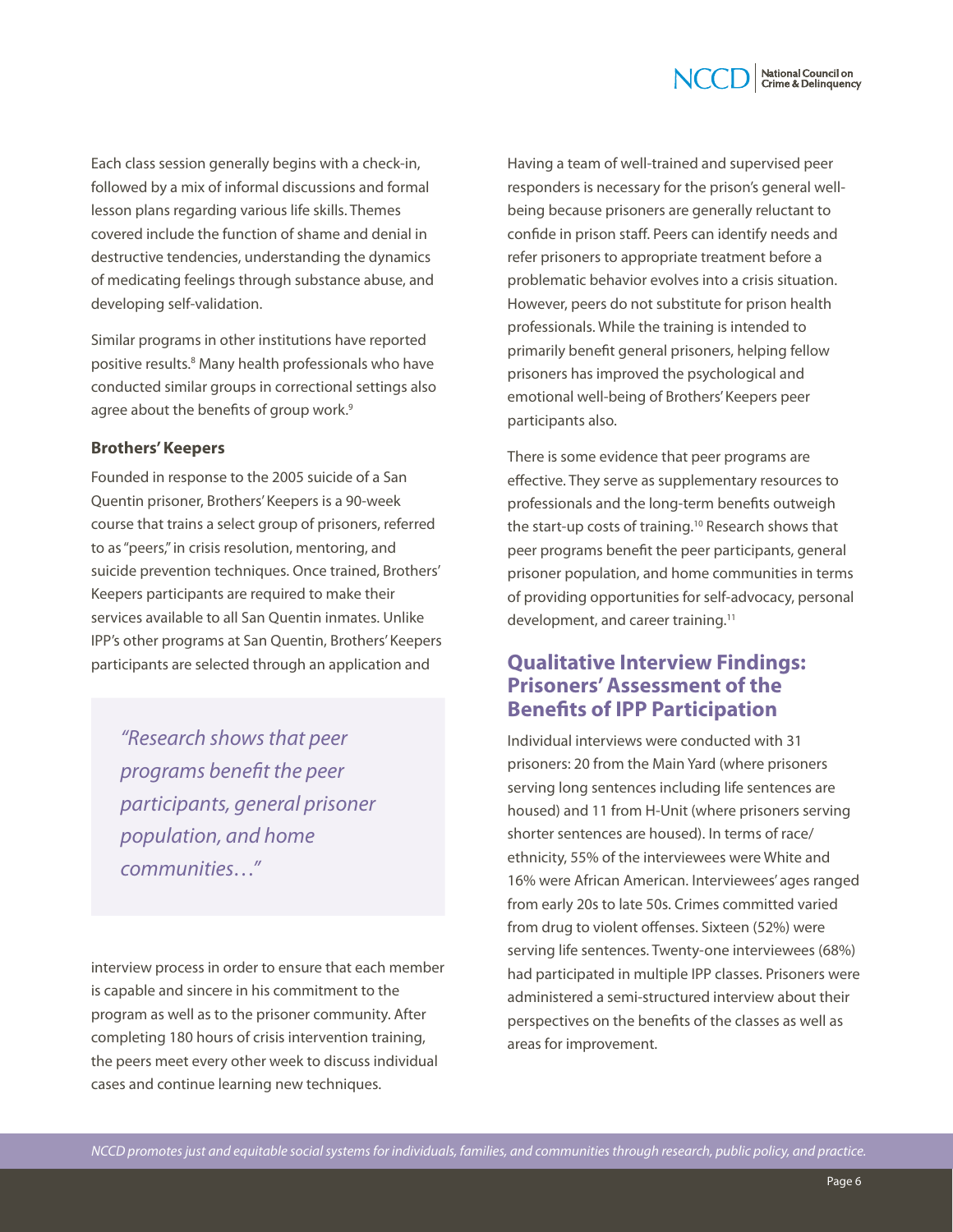Each class session generally begins with a check-in, followed by a mix of informal discussions and formal lesson plans regarding various life skills. Themes covered include the function of shame and denial in destructive tendencies, understanding the dynamics of medicating feelings through substance abuse, and developing self-validation.

Similar programs in other institutions have reported positive results.[8] Many health professionals who have conducted similar groups in correctional settings also agree about the benefits of group work.[9]

**Brothers' Keepers**

Founded in response to the 2005 suicide of a San Quentin prisoner, Brothers' Keepers is a 90-week course that trains a select group of prisoners, referred to as "peers," in crisis resolution, mentoring, and suicide prevention techniques. Once trained, Brothers' Keepers participants are required to make their services available to all San Quentin inmates. Unlike IPP's other programs at San Quentin, Brothers' Keepers participants are selected through an application and interview process in order to ensure that each member is capable and sincere in his commitment to the program as well as to the prisoner community. After completing 180 hours of crisis intervention training, the peers meet every other week to discuss individual cases and continue learning new techniques.

> *"Research shows that peer programs benefit the peer participants, general prisoner population, and home communities…"*

Having a team of well-trained and supervised peer responders is necessary for the prison's general well-being because prisoners are generally reluctant to confide in prison staff. Peers can identify needs and refer prisoners to appropriate treatment before a problematic behavior evolves into a crisis situation. However, peers do not substitute for prison health professionals. While the training is intended to primarily benefit general prisoners, helping fellow prisoners has improved the psychological and emotional well-being of Brothers' Keepers peer participants also.

There is some evidence that peer programs are effective. They serve as supplementary resources to professionals and the long-term benefits outweigh the start-up costs of training.[10] Research shows that peer programs benefit the peer participants, general prisoner population, and home communities in terms of providing opportunities for self-advocacy, personal development, and career training.[11]

## Qualitative Interview Findings: Prisoners' Assessment of the Benefits of IPP Participation

Individual interviews were conducted with 31 prisoners: 20 from the Main Yard (where prisoners serving long sentences including life sentences are housed) and 11 from H-Unit (where prisoners serving shorter sentences are housed). In terms of race/ethnicity, 55% of the interviewees were White and 16% were African American. Interviewees' ages ranged from early 20s to late 50s. Crimes committed varied from drug to violent offenses. Sixteen (52%) were serving life sentences. Twenty-one interviewees (68%) had participated in multiple IPP classes. Prisoners were administered a semi-structured interview about their perspectives on the benefits of the classes as well as areas for improvement.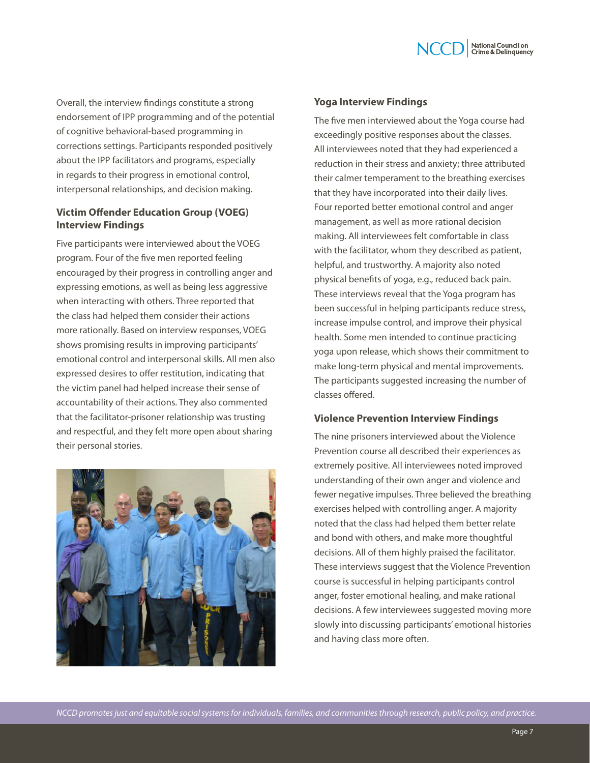Overall, the interview findings constitute a strong endorsement of IPP programming and of the potential of cognitive behavioral-based programming in corrections settings. Participants responded positively about the IPP facilitators and programs, especially in regards to their progress in emotional control, interpersonal relationships, and decision making.

### Victim Offender Education Group (VOEG) Interview Findings

Five participants were interviewed about the VOEG program. Four of the five men reported feeling encouraged by their progress in controlling anger and expressing emotions, as well as being less aggressive when interacting with others. Three reported that the class had helped them consider their actions more rationally. Based on interview responses, VOEG shows promising results in improving participants' emotional control and interpersonal skills. All men also expressed desires to offer restitution, indicating that the victim panel had helped increase their sense of accountability of their actions. They also commented that the facilitator-prisoner relationship was trusting and respectful, and they felt more open about sharing their personal stories.

### Yoga Interview Findings

The five men interviewed about the Yoga course had exceedingly positive responses about the classes. All interviewees noted that they had experienced a reduction in their stress and anxiety; three attributed their calmer temperament to the breathing exercises that they have incorporated into their daily lives. Four reported better emotional control and anger management, as well as more rational decision making. All interviewees felt comfortable in class with the facilitator, whom they described as patient, helpful, and trustworthy. A majority also noted physical benefits of yoga, e.g., reduced back pain. These interviews reveal that the Yoga program has been successful in helping participants reduce stress, increase impulse control, and improve their physical health. Some men intended to continue practicing yoga upon release, which shows their commitment to make long-term physical and mental improvements. The participants suggested increasing the number of classes offered.

### Violence Prevention Interview Findings

The nine prisoners interviewed about the Violence Prevention course all described their experiences as extremely positive. All interviewees noted improved understanding of their own anger and violence and fewer negative impulses. Three believed the breathing exercises helped with controlling anger. A majority noted that the class had helped them better relate and bond with others, and make more thoughtful decisions. All of them highly praised the facilitator. These interviews suggest that the Violence Prevention course is successful in helping participants control anger, foster emotional healing, and make rational decisions. A few interviewees suggested moving more slowly into discussing participants' emotional histories and having class more often.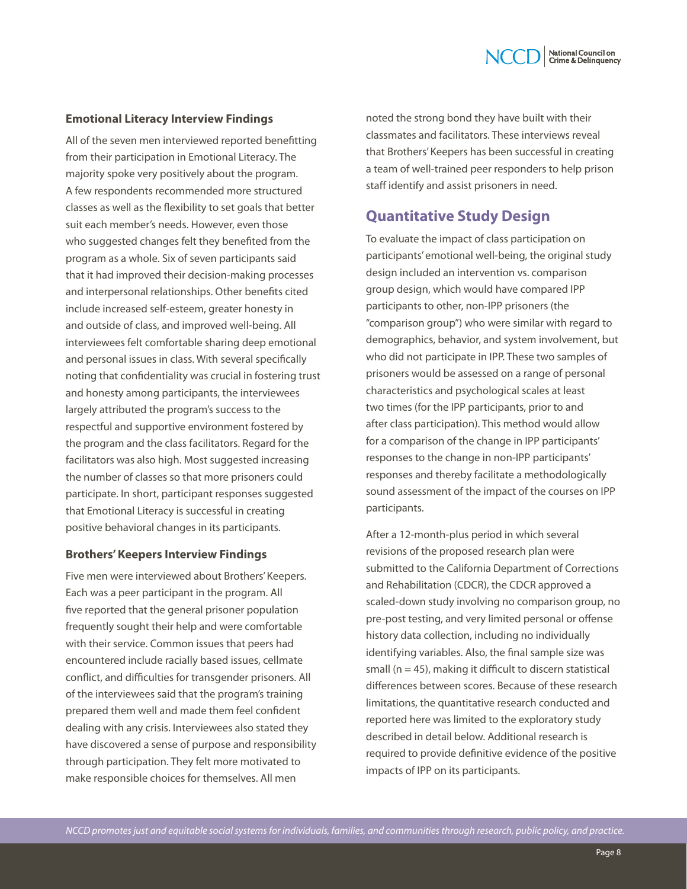### Emotional Literacy Interview Findings

All of the seven men interviewed reported benefitting from their participation in Emotional Literacy. The majority spoke very positively about the program. A few respondents recommended more structured classes as well as the flexibility to set goals that better suit each member's needs. However, even those who suggested changes felt they benefited from the program as a whole. Six of seven participants said that it had improved their decision-making processes and interpersonal relationships. Other benefits cited include increased self-esteem, greater honesty in and outside of class, and improved well-being. All interviewees felt comfortable sharing deep emotional and personal issues in class. With several specifically noting that confidentiality was crucial in fostering trust and honesty among participants, the interviewees largely attributed the program's success to the respectful and supportive environment fostered by the program and the class facilitators. Regard for the facilitators was also high. Most suggested increasing the number of classes so that more prisoners could participate. In short, participant responses suggested that Emotional Literacy is successful in creating positive behavioral changes in its participants.

### Brothers' Keepers Interview Findings

Five men were interviewed about Brothers' Keepers. Each was a peer participant in the program. All five reported that the general prisoner population frequently sought their help and were comfortable with their service. Common issues that peers had encountered include racially based issues, cellmate conflict, and difficulties for transgender prisoners. All of the interviewees said that the program's training prepared them well and made them feel confident dealing with any crisis. Interviewees also stated they have discovered a sense of purpose and responsibility through participation. They felt more motivated to make responsible choices for themselves. All men noted the strong bond they have built with their classmates and facilitators. These interviews reveal that Brothers' Keepers has been successful in creating a team of well-trained peer responders to help prison staff identify and assist prisoners in need.

## Quantitative Study Design

To evaluate the impact of class participation on participants' emotional well-being, the original study design included an intervention vs. comparison group design, which would have compared IPP participants to other, non-IPP prisoners (the "comparison group") who were similar with regard to demographics, behavior, and system involvement, but who did not participate in IPP. These two samples of prisoners would be assessed on a range of personal characteristics and psychological scales at least two times (for the IPP participants, prior to and after class participation). This method would allow for a comparison of the change in IPP participants' responses to the change in non-IPP participants' responses and thereby facilitate a methodologically sound assessment of the impact of the courses on IPP participants.

After a 12-month-plus period in which several revisions of the proposed research plan were submitted to the California Department of Corrections and Rehabilitation (CDCR), the CDCR approved a scaled-down study involving no comparison group, no pre-post testing, and very limited personal or offense history data collection, including no individually identifying variables. Also, the final sample size was small (n = 45), making it difficult to discern statistical differences between scores. Because of these research limitations, the quantitative research conducted and reported here was limited to the exploratory study described in detail below. Additional research is required to provide definitive evidence of the positive impacts of IPP on its participants.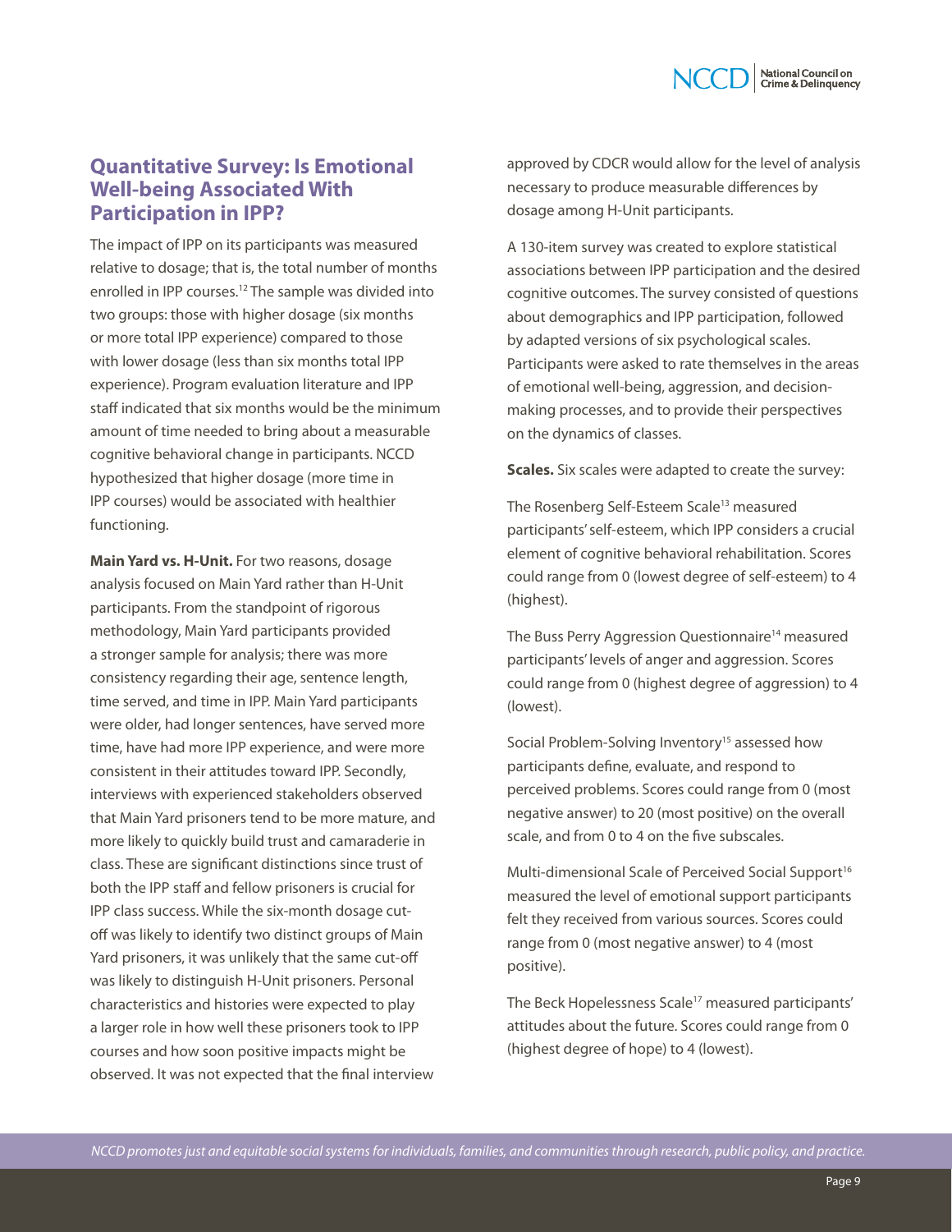## Quantitative Survey: Is Emotional Well-being Associated With Participation in IPP?

The impact of IPP on its participants was measured relative to dosage; that is, the total number of months enrolled in IPP courses.[12] The sample was divided into two groups: those with higher dosage (six months or more total IPP experience) compared to those with lower dosage (less than six months total IPP experience). Program evaluation literature and IPP staff indicated that six months would be the minimum amount of time needed to bring about a measurable cognitive behavioral change in participants. NCCD hypothesized that higher dosage (more time in IPP courses) would be associated with healthier functioning.

**Main Yard vs. H-Unit.** For two reasons, dosage analysis focused on Main Yard rather than H-Unit participants. From the standpoint of rigorous methodology, Main Yard participants provided a stronger sample for analysis; there was more consistency regarding their age, sentence length, time served, and time in IPP. Main Yard participants were older, had longer sentences, have served more time, have had more IPP experience, and were more consistent in their attitudes toward IPP. Secondly, interviews with experienced stakeholders observed that Main Yard prisoners tend to be more mature, and more likely to quickly build trust and camaraderie in class. These are significant distinctions since trust of both the IPP staff and fellow prisoners is crucial for IPP class success. While the six-month dosage cut-off was likely to identify two distinct groups of Main Yard prisoners, it was unlikely that the same cut-off was likely to distinguish H-Unit prisoners. Personal characteristics and histories were expected to play a larger role in how well these prisoners took to IPP courses and how soon positive impacts might be observed. It was not expected that the final interview approved by CDCR would allow for the level of analysis necessary to produce measurable differences by dosage among H-Unit participants.

A 130-item survey was created to explore statistical associations between IPP participation and the desired cognitive outcomes. The survey consisted of questions about demographics and IPP participation, followed by adapted versions of six psychological scales. Participants were asked to rate themselves in the areas of emotional well-being, aggression, and decision-making processes, and to provide their perspectives on the dynamics of classes.

**Scales.** Six scales were adapted to create the survey:

The Rosenberg Self-Esteem Scale[13] measured participants' self-esteem, which IPP considers a crucial element of cognitive behavioral rehabilitation. Scores could range from 0 (lowest degree of self-esteem) to 4 (highest).

The Buss Perry Aggression Questionnaire[14] measured participants' levels of anger and aggression. Scores could range from 0 (highest degree of aggression) to 4 (lowest).

Social Problem-Solving Inventory[15] assessed how participants define, evaluate, and respond to perceived problems. Scores could range from 0 (most negative answer) to 20 (most positive) on the overall scale, and from 0 to 4 on the five subscales.

Multi-dimensional Scale of Perceived Social Support[16] measured the level of emotional support participants felt they received from various sources. Scores could range from 0 (most negative answer) to 4 (most positive).

The Beck Hopelessness Scale[17] measured participants' attitudes about the future. Scores could range from 0 (highest degree of hope) to 4 (lowest).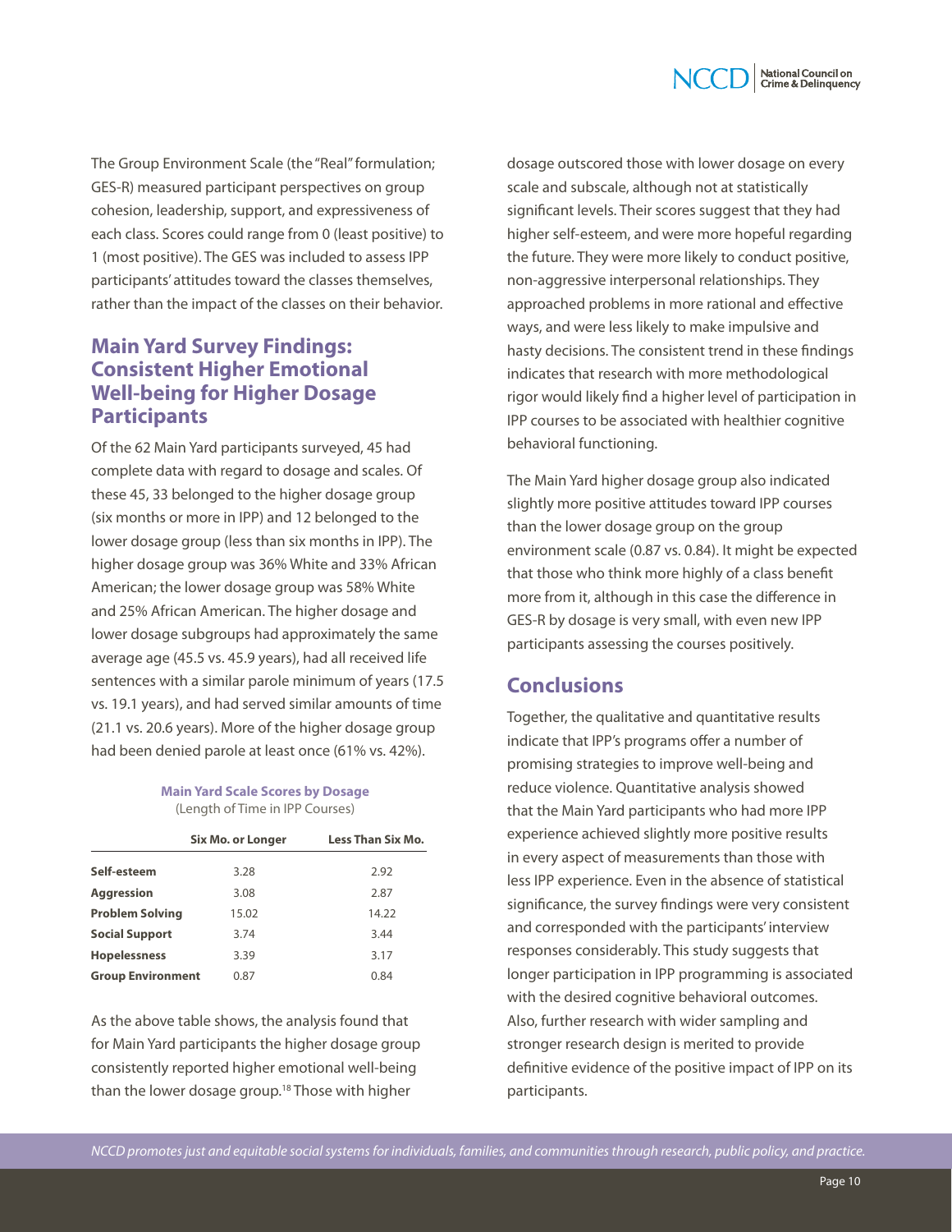The Group Environment Scale (the "Real" formulation; GES-R) measured participant perspectives on group cohesion, leadership, support, and expressiveness of each class. Scores could range from 0 (least positive) to 1 (most positive). The GES was included to assess IPP participants' attitudes toward the classes themselves, rather than the impact of the classes on their behavior.

## Main Yard Survey Findings: Consistent Higher Emotional Well-being for Higher Dosage Participants

Of the 62 Main Yard participants surveyed, 45 had complete data with regard to dosage and scales. Of these 45, 33 belonged to the higher dosage group (six months or more in IPP) and 12 belonged to the lower dosage group (less than six months in IPP). The higher dosage group was 36% White and 33% African American; the lower dosage group was 58% White and 25% African American. The higher dosage and lower dosage subgroups had approximately the same average age (45.5 vs. 45.9 years), had all received life sentences with a similar parole minimum of years (17.5 vs. 19.1 years), and had served similar amounts of time (21.1 vs. 20.6 years). More of the higher dosage group had been denied parole at least once (61% vs. 42%).

**Main Yard Scale Scores by Dosage**
(Length of Time in IPP Courses)

| | Six Mo. or Longer | Less Than Six Mo. |
|---|---|---|
| **Self-esteem** | 3.28 | 2.92 |
| **Aggression** | 3.08 | 2.87 |
| **Problem Solving** | 15.02 | 14.22 |
| **Social Support** | 3.74 | 3.44 |
| **Hopelessness** | 3.39 | 3.17 |
| **Group Environment** | 0.87 | 0.84 |

As the above table shows, the analysis found that for Main Yard participants the higher dosage group consistently reported higher emotional well-being than the lower dosage group.[18] Those with higher dosage outscored those with lower dosage on every scale and subscale, although not at statistically significant levels. Their scores suggest that they had higher self-esteem, and were more hopeful regarding the future. They were more likely to conduct positive, non-aggressive interpersonal relationships. They approached problems in more rational and effective ways, and were less likely to make impulsive and hasty decisions. The consistent trend in these findings indicates that research with more methodological rigor would likely find a higher level of participation in IPP courses to be associated with healthier cognitive behavioral functioning.

The Main Yard higher dosage group also indicated slightly more positive attitudes toward IPP courses than the lower dosage group on the group environment scale (0.87 vs. 0.84). It might be expected that those who think more highly of a class benefit more from it, although in this case the difference in GES-R by dosage is very small, with even new IPP participants assessing the courses positively.

## Conclusions

Together, the qualitative and quantitative results indicate that IPP's programs offer a number of promising strategies to improve well-being and reduce violence. Quantitative analysis showed that the Main Yard participants who had more IPP experience achieved slightly more positive results in every aspect of measurements than those with less IPP experience. Even in the absence of statistical significance, the survey findings were very consistent and corresponded with the participants' interview responses considerably. This study suggests that longer participation in IPP programming is associated with the desired cognitive behavioral outcomes. Also, further research with wider sampling and stronger research design is merited to provide definitive evidence of the positive impact of IPP on its participants.

*NCCD promotes just and equitable social systems for individuals, families, and communities through research, public policy, and practice.*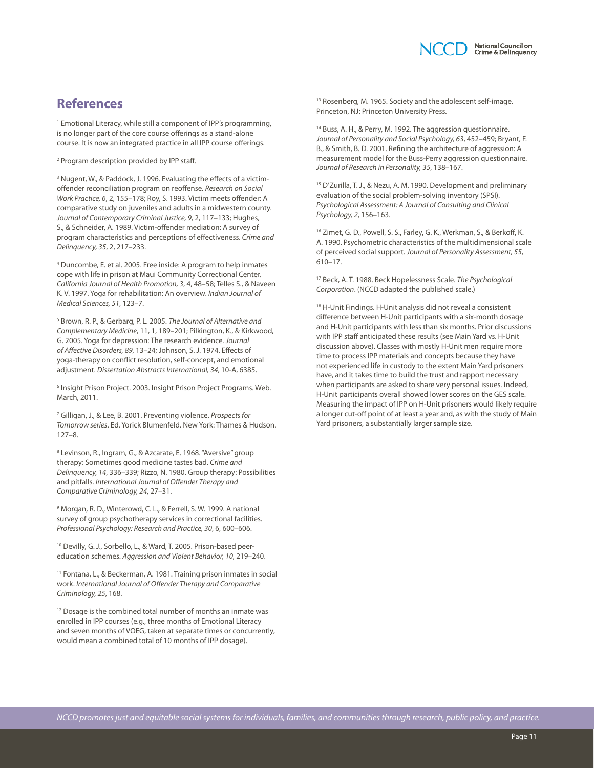## References

[1] Emotional Literacy, while still a component of IPP's programming, is no longer part of the core course offerings as a stand-alone course. It is now an integrated practice in all IPP course offerings.

[2] Program description provided by IPP staff.

[3] Nugent, W., & Paddock, J. 1996. Evaluating the effects of a victim-offender reconciliation program on reoffense. *Research on Social Work Practice, 6*, 2, 155–178; Roy, S. 1993. Victim meets offender: A comparative study on juveniles and adults in a midwestern county. *Journal of Contemporary Criminal Justice, 9*, 2, 117–133; Hughes, S., & Schneider, A. 1989. Victim-offender mediation: A survey of program characteristics and perceptions of effectiveness. *Crime and Delinquency, 35*, 2, 217–233.

[4] Duncombe, E. et al. 2005. Free inside: A program to help inmates cope with life in prison at Maui Community Correctional Center. *California Journal of Health Promotion, 3*, 4, 48–58; Telles S., & Naveen K. V. 1997. Yoga for rehabilitation: An overview. *Indian Journal of Medical Sciences, 51*, 123–7.

[5] Brown, R. P., & Gerbarg, P. L. 2005. *The Journal of Alternative and Complementary Medicine*, 11, 1, 189–201; Pilkington, K., & Kirkwood, G. 2005. Yoga for depression: The research evidence. *Journal of Affective Disorders, 89*, 13–24; Johnson, S. J. 1974. Effects of yoga-therapy on conflict resolution, self-concept, and emotional adjustment. *Dissertation Abstracts International, 34*, 10-A, 6385.

[6] Insight Prison Project. 2003. Insight Prison Project Programs. Web. March, 2011.

[7] Gilligan, J., & Lee, B. 2001. Preventing violence. *Prospects for Tomorrow series*. Ed. Yorick Blumenfeld. New York: Thames & Hudson. 127–8.

[8] Levinson, R., Ingram, G., & Azcarate, E. 1968. "Aversive" group therapy: Sometimes good medicine tastes bad. *Crime and Delinquency, 14*, 336–339; Rizzo, N. 1980. Group therapy: Possibilities and pitfalls. *International Journal of Offender Therapy and Comparative Criminology, 24*, 27–31.

[9] Morgan, R. D., Winterowd, C. L., & Ferrell, S. W. 1999. A national survey of group psychotherapy services in correctional facilities. *Professional Psychology: Research and Practice, 30*, 6, 600–606.

[10] Devilly, G. J., Sorbello, L., & Ward, T. 2005. Prison-based peer-education schemes. *Aggression and Violent Behavior, 10*, 219–240.

[11] Fontana, L., & Beckerman, A. 1981. Training prison inmates in social work. *International Journal of Offender Therapy and Comparative Criminology, 25*, 168.

[12] Dosage is the combined total number of months an inmate was enrolled in IPP courses (e.g., three months of Emotional Literacy and seven months of VOEG, taken at separate times or concurrently, would mean a combined total of 10 months of IPP dosage).

[13] Rosenberg, M. 1965. Society and the adolescent self-image. Princeton, NJ: Princeton University Press.

[14] Buss, A. H., & Perry, M. 1992. The aggression questionnaire. *Journal of Personality and Social Psychology, 63*, 452–459; Bryant, F. B., & Smith, B. D. 2001. Refining the architecture of aggression: A measurement model for the Buss-Perry aggression questionnaire. *Journal of Research in Personality, 35*, 138–167.

[15] D'Zurilla, T. J., & Nezu, A. M. 1990. Development and preliminary evaluation of the social problem-solving inventory (SPSI). *Psychological Assessment: A Journal of Consulting and Clinical Psychology, 2*, 156–163.

[16] Zimet, G. D., Powell, S. S., Farley, G. K., Werkman, S., & Berkoff, K. A. 1990. Psychometric characteristics of the multidimensional scale of perceived social support. *Journal of Personality Assessment, 55*, 610–17.

[17] Beck, A. T. 1988. Beck Hopelessness Scale. *The Psychological Corporation*. (NCCD adapted the published scale.)

[18] H-Unit Findings. H-Unit analysis did not reveal a consistent difference between H-Unit participants with a six-month dosage and H-Unit participants with less than six months. Prior discussions with IPP staff anticipated these results (see Main Yard vs. H-Unit discussion above). Classes with mostly H-Unit men require more time to process IPP materials and concepts because they have not experienced life in custody to the extent Main Yard prisoners have, and it takes time to build the trust and rapport necessary when participants are asked to share very personal issues. Indeed, H-Unit participants overall showed lower scores on the GES scale. Measuring the impact of IPP on H-Unit prisoners would likely require a longer cut-off point of at least a year and, as with the study of Main Yard prisoners, a substantially larger sample size.